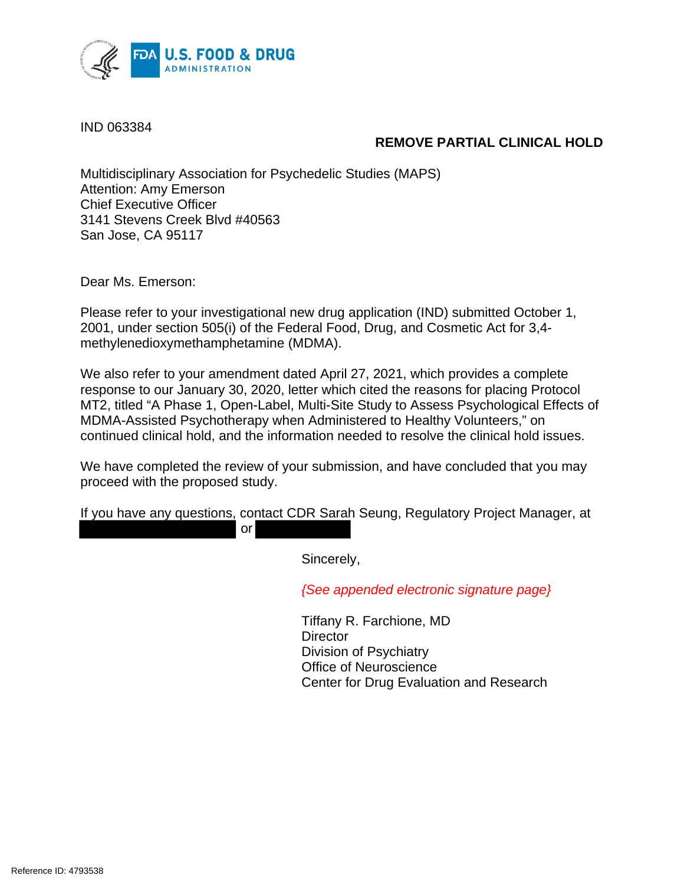IND 063384

**REMOVE PARTIAL CLINICAL HOLD**

Multidisciplinary Association for Psychedelic Studies (MAPS)
Attention: Amy Emerson
Chief Executive Officer
3141 Stevens Creek Blvd #40563
San Jose, CA 95117

Dear Ms. Emerson:

Please refer to your investigational new drug application (IND) submitted October 1, 2001, under section 505(i) of the Federal Food, Drug, and Cosmetic Act for 3,4-methylenedioxymethamphetamine (MDMA).

We also refer to your amendment dated April 27, 2021, which provides a complete response to our January 30, 2020, letter which cited the reasons for placing Protocol MT2, titled "A Phase 1, Open-Label, Multi-Site Study to Assess Psychological Effects of MDMA-Assisted Psychotherapy when Administered to Healthy Volunteers," on continued clinical hold, and the information needed to resolve the clinical hold issues.

We have completed the review of your submission, and have concluded that you may proceed with the proposed study.

If you have any questions, contact CDR Sarah Seung, Regulatory Project Manager, at [redacted] or [redacted]

Sincerely,

*{See appended electronic signature page}*

Tiffany R. Farchione, MD
Director
Division of Psychiatry
Office of Neuroscience
Center for Drug Evaluation and Research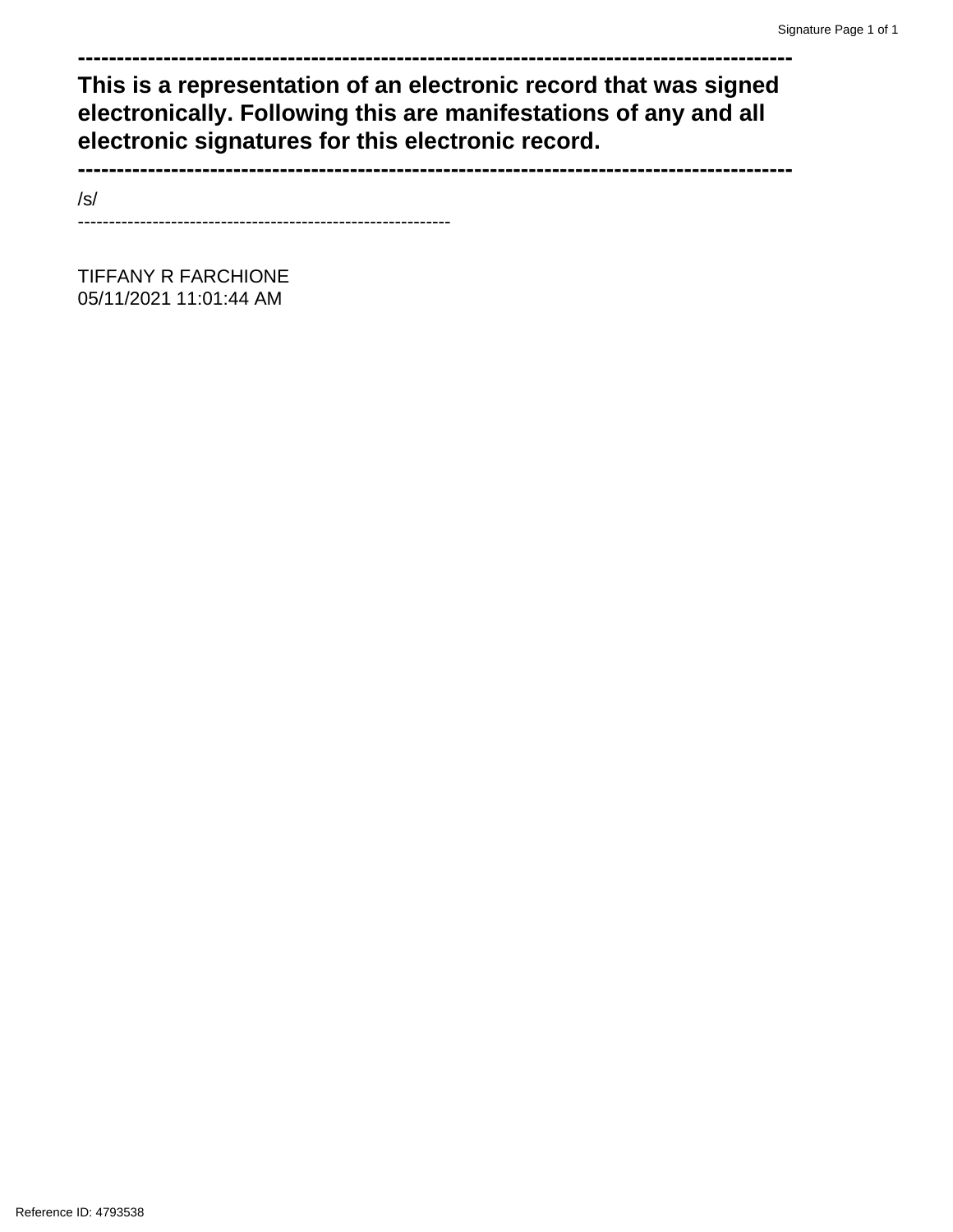---

**This is a representation of an electronic record that was signed electronically. Following this are manifestations of any and all electronic signatures for this electronic record.**

---

/s/

------------------------------------------------------------

TIFFANY R FARCHIONE
05/11/2021 11:01:44 AM